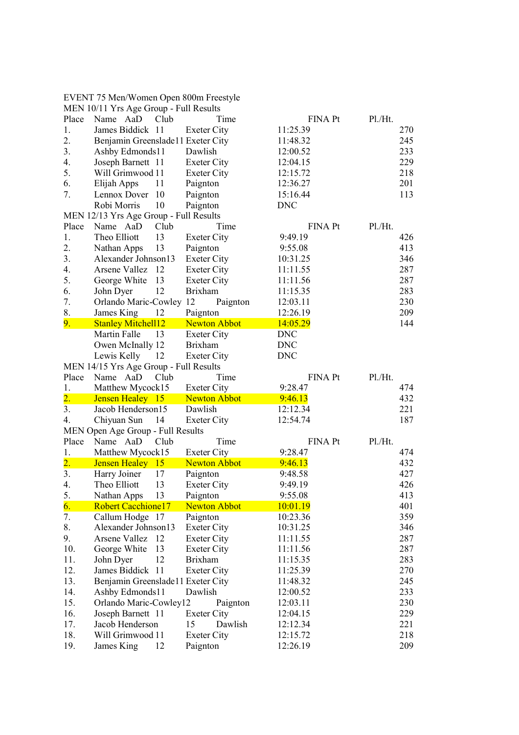EVENT 75 Men/Women Open 800m Freestyle

MEN 10/11 Yrs Age Group - Full Results

| Place | Name | AaD | Club | Time | FINA Pt | Pl./Ht. |
|---|---|---|---|---|---|---|
| 1. | James Biddick | 11 | Exeter City | 11:25.39 | 270 | |
| 2. | Benjamin Greenslade | 11 | Exeter City | 11:48.32 | 245 | |
| 3. | Ashby Edmonds | 11 | Dawlish | 12:00.52 | 233 | |
| 4. | Joseph Barnett | 11 | Exeter City | 12:04.15 | 229 | |
| 5. | Will Grimwood | 11 | Exeter City | 12:15.72 | 218 | |
| 6. | Elijah Apps | 11 | Paignton | 12:36.27 | 201 | |
| 7. | Lennox Dover | 10 | Paignton | 15:16.44 | 113 | |
| | Robi Morris | 10 | Paignton | DNC | | |

MEN 12/13 Yrs Age Group - Full Results

| Place | Name | AaD | Club | Time | FINA Pt | Pl./Ht. |
|---|---|---|---|---|---|---|
| 1. | Theo Elliott | 13 | Exeter City | 9:49.19 | 426 | |
| 2. | Nathan Apps | 13 | Paignton | 9:55.08 | 413 | |
| 3. | Alexander Johnson | 13 | Exeter City | 10:31.25 | 346 | |
| 4. | Arsene Vallez | 12 | Exeter City | 11:11.55 | 287 | |
| 5. | George White | 13 | Exeter City | 11:11.56 | 287 | |
| 6. | John Dyer | 12 | Brixham | 11:15.35 | 283 | |
| 7. | Orlando Maric-Cowley | 12 | Paignton | 12:03.11 | 230 | |
| 8. | James King | 12 | Paignton | 12:26.19 | 209 | |
| 9. | Stanley Mitchell | 12 | Newton Abbot | 14:05.29 | 144 | |
| | Martin Falle | 13 | Exeter City | DNC | | |
| | Owen McInally | 12 | Brixham | DNC | | |
| | Lewis Kelly | 12 | Exeter City | DNC | | |

MEN 14/15 Yrs Age Group - Full Results

| Place | Name | AaD | Club | Time | FINA Pt | Pl./Ht. |
|---|---|---|---|---|---|---|
| 1. | Matthew Mycock | 15 | Exeter City | 9:28.47 | 474 | |
| 2. | Jensen Healey | 15 | Newton Abbot | 9:46.13 | 432 | |
| 3. | Jacob Henderson | 15 | Dawlish | 12:12.34 | 221 | |
| 4. | Chiyuan Sun | 14 | Exeter City | 12:54.74 | 187 | |

MEN Open Age Group - Full Results

| Place | Name | AaD | Club | Time | FINA Pt | Pl./Ht. |
|---|---|---|---|---|---|---|
| 1. | Matthew Mycock | 15 | Exeter City | 9:28.47 | 474 | |
| 2. | Jensen Healey | 15 | Newton Abbot | 9:46.13 | 432 | |
| 3. | Harry Joiner | 17 | Paignton | 9:48.58 | 427 | |
| 4. | Theo Elliott | 13 | Exeter City | 9:49.19 | 426 | |
| 5. | Nathan Apps | 13 | Paignton | 9:55.08 | 413 | |
| 6. | Robert Cacchione | 17 | Newton Abbot | 10:01.19 | 401 | |
| 7. | Callum Hodge | 17 | Paignton | 10:23.36 | 359 | |
| 8. | Alexander Johnson | 13 | Exeter City | 10:31.25 | 346 | |
| 9. | Arsene Vallez | 12 | Exeter City | 11:11.55 | 287 | |
| 10. | George White | 13 | Exeter City | 11:11.56 | 287 | |
| 11. | John Dyer | 12 | Brixham | 11:15.35 | 283 | |
| 12. | James Biddick | 11 | Exeter City | 11:25.39 | 270 | |
| 13. | Benjamin Greenslade | 11 | Exeter City | 11:48.32 | 245 | |
| 14. | Ashby Edmonds | 11 | Dawlish | 12:00.52 | 233 | |
| 15. | Orlando Maric-Cowley | 12 | Paignton | 12:03.11 | 230 | |
| 16. | Joseph Barnett | 11 | Exeter City | 12:04.15 | 229 | |
| 17. | Jacob Henderson | 15 | Dawlish | 12:12.34 | 221 | |
| 18. | Will Grimwood | 11 | Exeter City | 12:15.72 | 218 | |
| 19. | James King | 12 | Paignton | 12:26.19 | 209 | |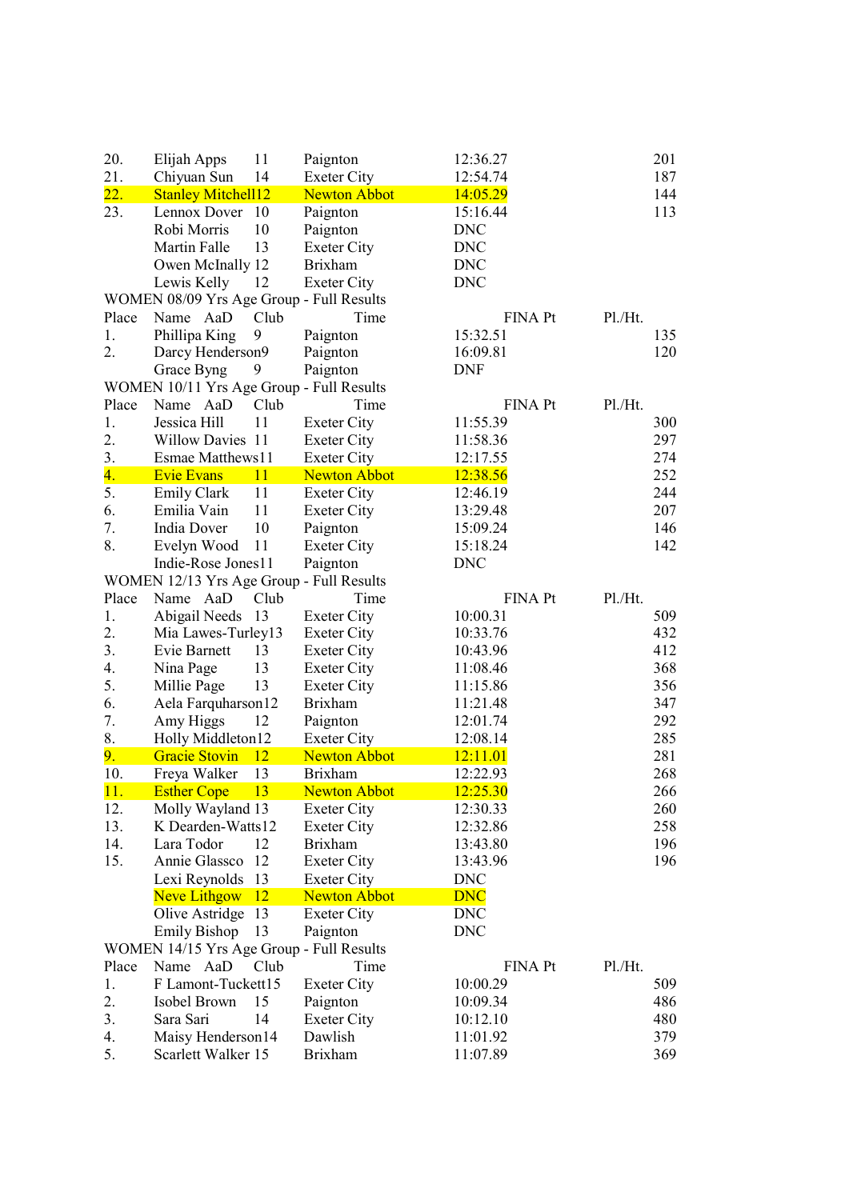| Place | Name | AaD | Club | Time | FINA Pt | Pl./Ht. |
|---|---|---|---|---|---|---|
| 20. | Elijah Apps | 11 | Paignton | 12:36.27 | 201 | |
| 21. | Chiyuan Sun | 14 | Exeter City | 12:54.74 | 187 | |
| 22. | Stanley Mitchell | 12 | Newton Abbot | 14:05.29 | 144 | |
| 23. | Lennox Dover | 10 | Paignton | 15:16.44 | 113 | |
| | Robi Morris | 10 | Paignton | DNC | | |
| | Martin Falle | 13 | Exeter City | DNC | | |
| | Owen McInally | 12 | Brixham | DNC | | |
| | Lewis Kelly | 12 | Exeter City | DNC | | |

WOMEN 08/09 Yrs Age Group - Full Results

| Place | Name | AaD | Club | Time | FINA Pt | Pl./Ht. |
|---|---|---|---|---|---|---|
| 1. | Phillipa King | 9 | Paignton | 15:32.51 | 135 | |
| 2. | Darcy Henderson | 9 | Paignton | 16:09.81 | 120 | |
| | Grace Byng | 9 | Paignton | DNF | | |

WOMEN 10/11 Yrs Age Group - Full Results

| Place | Name | AaD | Club | Time | FINA Pt | Pl./Ht. |
|---|---|---|---|---|---|---|
| 1. | Jessica Hill | 11 | Exeter City | 11:55.39 | 300 | |
| 2. | Willow Davies | 11 | Exeter City | 11:58.36 | 297 | |
| 3. | Esmae Matthews | 11 | Exeter City | 12:17.55 | 274 | |
| 4. | Evie Evans | 11 | Newton Abbot | 12:38.56 | 252 | |
| 5. | Emily Clark | 11 | Exeter City | 12:46.19 | 244 | |
| 6. | Emilia Vain | 11 | Exeter City | 13:29.48 | 207 | |
| 7. | India Dover | 10 | Paignton | 15:09.24 | 146 | |
| 8. | Evelyn Wood | 11 | Exeter City | 15:18.24 | 142 | |
| | Indie-Rose Jones | 11 | Paignton | DNC | | |

WOMEN 12/13 Yrs Age Group - Full Results

| Place | Name | AaD | Club | Time | FINA Pt | Pl./Ht. |
|---|---|---|---|---|---|---|
| 1. | Abigail Needs | 13 | Exeter City | 10:00.31 | 509 | |
| 2. | Mia Lawes-Turley | 13 | Exeter City | 10:33.76 | 432 | |
| 3. | Evie Barnett | 13 | Exeter City | 10:43.96 | 412 | |
| 4. | Nina Page | 13 | Exeter City | 11:08.46 | 368 | |
| 5. | Millie Page | 13 | Exeter City | 11:15.86 | 356 | |
| 6. | Aela Farquharson | 12 | Brixham | 11:21.48 | 347 | |
| 7. | Amy Higgs | 12 | Paignton | 12:01.74 | 292 | |
| 8. | Holly Middleton | 12 | Exeter City | 12:08.14 | 285 | |
| 9. | Gracie Stovin | 12 | Newton Abbot | 12:11.01 | 281 | |
| 10. | Freya Walker | 13 | Brixham | 12:22.93 | 268 | |
| 11. | Esther Cope | 13 | Newton Abbot | 12:25.30 | 266 | |
| 12. | Molly Wayland | 13 | Exeter City | 12:30.33 | 260 | |
| 13. | K Dearden-Watts | 12 | Exeter City | 12:32.86 | 258 | |
| 14. | Lara Todor | 12 | Brixham | 13:43.80 | 196 | |
| 15. | Annie Glassco | 12 | Exeter City | 13:43.96 | 196 | |
| | Lexi Reynolds | 13 | Exeter City | DNC | | |
| | Neve Lithgow | 12 | Newton Abbot | DNC | | |
| | Olive Astridge | 13 | Exeter City | DNC | | |
| | Emily Bishop | 13 | Paignton | DNC | | |

WOMEN 14/15 Yrs Age Group - Full Results

| Place | Name | AaD | Club | Time | FINA Pt | Pl./Ht. |
|---|---|---|---|---|---|---|
| 1. | F Lamont-Tuckett | 15 | Exeter City | 10:00.29 | 509 | |
| 2. | Isobel Brown | 15 | Paignton | 10:09.34 | 486 | |
| 3. | Sara Sari | 14 | Exeter City | 10:12.10 | 480 | |
| 4. | Maisy Henderson | 14 | Dawlish | 11:01.92 | 379 | |
| 5. | Scarlett Walker | 15 | Brixham | 11:07.89 | 369 | |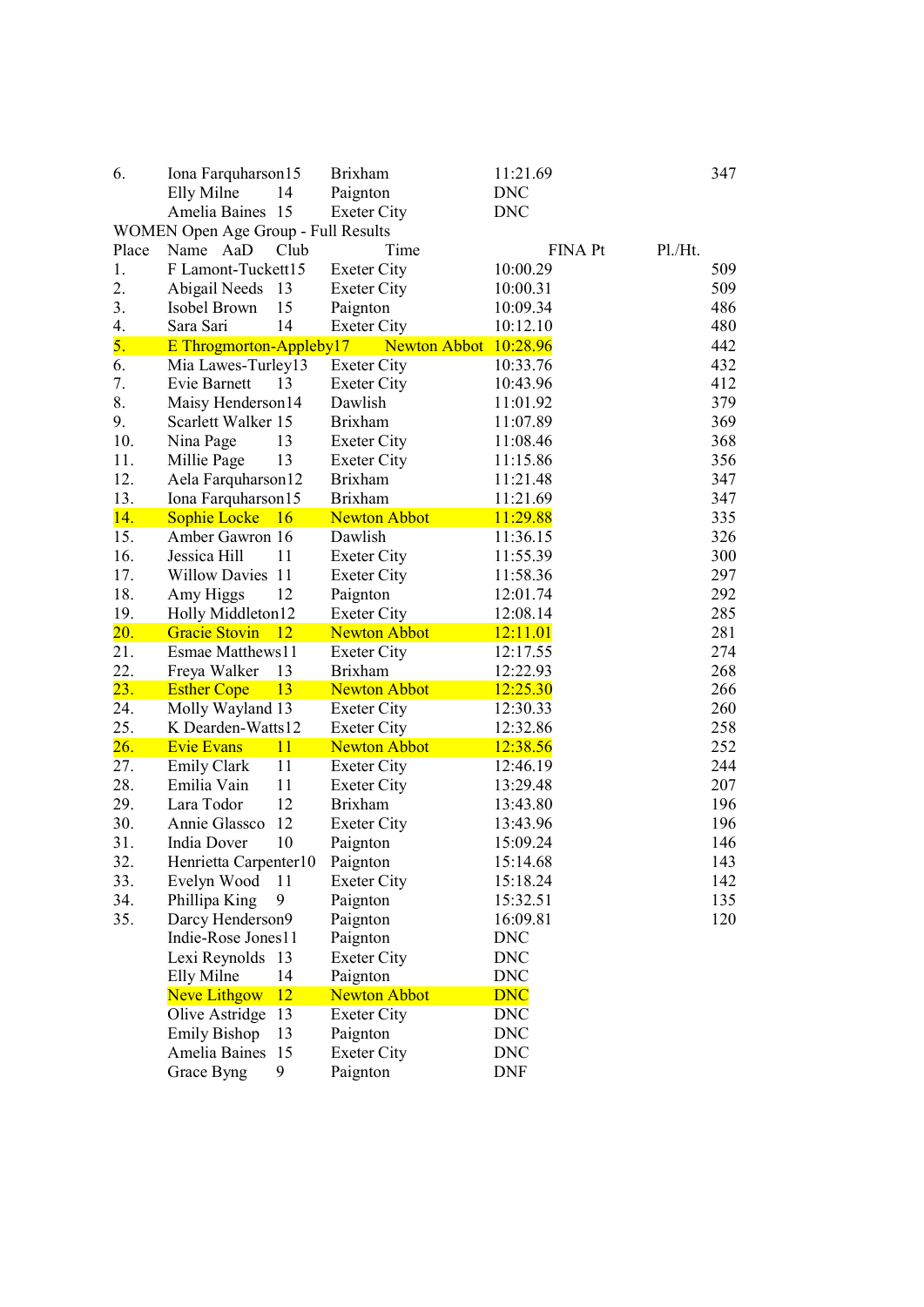| | | | | | |
|---|---|---|---|---|---|
| 6. | Iona Farquharson | 15 | Brixham | 11:21.69 | 347 |
| | Elly Milne | 14 | Paignton | DNC | |
| | Amelia Baines | 15 | Exeter City | DNC | |

WOMEN Open Age Group - Full Results

| Place | Name | AaD | Club | Time | FINA Pt | Pl./Ht. |
|---|---|---|---|---|---|---|
| 1. | F Lamont-Tuckett | 15 | Exeter City | 10:00.29 | 509 | |
| 2. | Abigail Needs | 13 | Exeter City | 10:00.31 | 509 | |
| 3. | Isobel Brown | 15 | Paignton | 10:09.34 | 486 | |
| 4. | Sara Sari | 14 | Exeter City | 10:12.10 | 480 | |
| 5. | E Throgmorton-Appleby | 17 | Newton Abbot | 10:28.96 | 442 | |
| 6. | Mia Lawes-Turley | 13 | Exeter City | 10:33.76 | 432 | |
| 7. | Evie Barnett | 13 | Exeter City | 10:43.96 | 412 | |
| 8. | Maisy Henderson | 14 | Dawlish | 11:01.92 | 379 | |
| 9. | Scarlett Walker | 15 | Brixham | 11:07.89 | 369 | |
| 10. | Nina Page | 13 | Exeter City | 11:08.46 | 368 | |
| 11. | Millie Page | 13 | Exeter City | 11:15.86 | 356 | |
| 12. | Aela Farquharson | 12 | Brixham | 11:21.48 | 347 | |
| 13. | Iona Farquharson | 15 | Brixham | 11:21.69 | 347 | |
| 14. | Sophie Locke | 16 | Newton Abbot | 11:29.88 | 335 | |
| 15. | Amber Gawron | 16 | Dawlish | 11:36.15 | 326 | |
| 16. | Jessica Hill | 11 | Exeter City | 11:55.39 | 300 | |
| 17. | Willow Davies | 11 | Exeter City | 11:58.36 | 297 | |
| 18. | Amy Higgs | 12 | Paignton | 12:01.74 | 292 | |
| 19. | Holly Middleton | 12 | Exeter City | 12:08.14 | 285 | |
| 20. | Gracie Stovin | 12 | Newton Abbot | 12:11.01 | 281 | |
| 21. | Esmae Matthews | 11 | Exeter City | 12:17.55 | 274 | |
| 22. | Freya Walker | 13 | Brixham | 12:22.93 | 268 | |
| 23. | Esther Cope | 13 | Newton Abbot | 12:25.30 | 266 | |
| 24. | Molly Wayland | 13 | Exeter City | 12:30.33 | 260 | |
| 25. | K Dearden-Watts | 12 | Exeter City | 12:32.86 | 258 | |
| 26. | Evie Evans | 11 | Newton Abbot | 12:38.56 | 252 | |
| 27. | Emily Clark | 11 | Exeter City | 12:46.19 | 244 | |
| 28. | Emilia Vain | 11 | Exeter City | 13:29.48 | 207 | |
| 29. | Lara Todor | 12 | Brixham | 13:43.80 | 196 | |
| 30. | Annie Glassco | 12 | Exeter City | 13:43.96 | 196 | |
| 31. | India Dover | 10 | Paignton | 15:09.24 | 146 | |
| 32. | Henrietta Carpenter | 10 | Paignton | 15:14.68 | 143 | |
| 33. | Evelyn Wood | 11 | Exeter City | 15:18.24 | 142 | |
| 34. | Phillipa King | 9 | Paignton | 15:32.51 | 135 | |
| 35. | Darcy Henderson | 9 | Paignton | 16:09.81 | 120 | |
| | Indie-Rose Jones | 11 | Paignton | DNC | | |
| | Lexi Reynolds | 13 | Exeter City | DNC | | |
| | Elly Milne | 14 | Paignton | DNC | | |
| | Neve Lithgow | 12 | Newton Abbot | DNC | | |
| | Olive Astridge | 13 | Exeter City | DNC | | |
| | Emily Bishop | 13 | Paignton | DNC | | |
| | Amelia Baines | 15 | Exeter City | DNC | | |
| | Grace Byng | 9 | Paignton | DNF | | |